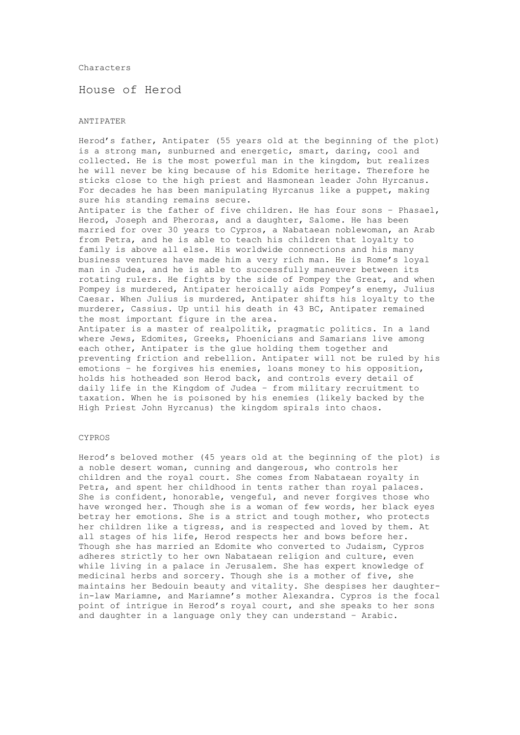Characters

# House of Herod

## ANTIPATER

Herod's father, Antipater (55 years old at the beginning of the plot) is a strong man, sunburned and energetic, smart, daring, cool and collected. He is the most powerful man in the kingdom, but realizes he will never be king because of his Edomite heritage. Therefore he sticks close to the high priest and Hasmonean leader John Hyrcanus. For decades he has been manipulating Hyrcanus like a puppet, making sure his standing remains secure.

Antipater is the father of five children. He has four sons – Phasael, Herod, Joseph and Pheroras, and a daughter, Salome. He has been married for over 30 years to Cypros, a Nabataean noblewoman, an Arab from Petra, and he is able to teach his children that loyalty to family is above all else. His worldwide connections and his many business ventures have made him a very rich man. He is Rome's loyal man in Judea, and he is able to successfully maneuver between its rotating rulers. He fights by the side of Pompey the Great, and when Pompey is murdered, Antipater heroically aids Pompey's enemy, Julius Caesar. When Julius is murdered, Antipater shifts his loyalty to the murderer, Cassius. Up until his death in 43 BC, Antipater remained the most important figure in the area.

Antipater is a master of realpolitik, pragmatic politics. In a land where Jews, Edomites, Greeks, Phoenicians and Samarians live among each other, Antipater is the glue holding them together and preventing friction and rebellion. Antipater will not be ruled by his emotions – he forgives his enemies, loans money to his opposition, holds his hotheaded son Herod back, and controls every detail of daily life in the Kingdom of Judea – from military recruitment to taxation. When he is poisoned by his enemies (likely backed by the High Priest John Hyrcanus) the kingdom spirals into chaos.

## CYPROS

Herod's beloved mother (45 years old at the beginning of the plot) is a noble desert woman, cunning and dangerous, who controls her children and the royal court. She comes from Nabataean royalty in Petra, and spent her childhood in tents rather than royal palaces. She is confident, honorable, vengeful, and never forgives those who have wronged her. Though she is a woman of few words, her black eyes betray her emotions. She is a strict and tough mother, who protects her children like a tigress, and is respected and loved by them. At all stages of his life, Herod respects her and bows before her. Though she has married an Edomite who converted to Judaism, Cypros adheres strictly to her own Nabataean religion and culture, even while living in a palace in Jerusalem. She has expert knowledge of medicinal herbs and sorcery. Though she is a mother of five, she maintains her Bedouin beauty and vitality. She despises her daughter-in-law Mariamne, and Mariamne's mother Alexandra. Cypros is the focal point of intrigue in Herod's royal court, and she speaks to her sons and daughter in a language only they can understand – Arabic.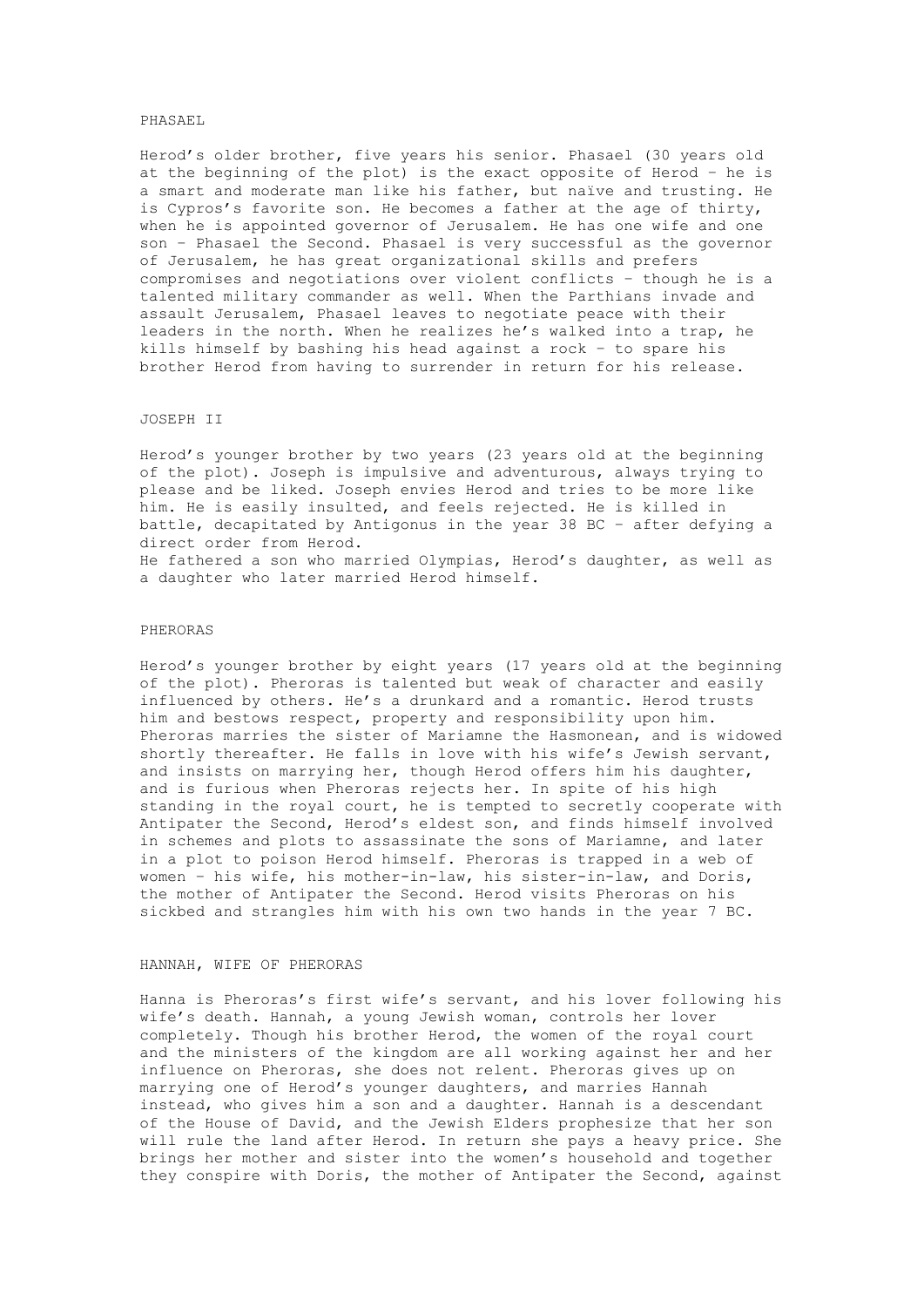## PHASAEL

Herod's older brother, five years his senior. Phasael (30 years old at the beginning of the plot) is the exact opposite of Herod – he is a smart and moderate man like his father, but naïve and trusting. He is Cypros's favorite son. He becomes a father at the age of thirty, when he is appointed governor of Jerusalem. He has one wife and one son – Phasael the Second. Phasael is very successful as the governor of Jerusalem, he has great organizational skills and prefers compromises and negotiations over violent conflicts – though he is a talented military commander as well. When the Parthians invade and assault Jerusalem, Phasael leaves to negotiate peace with their leaders in the north. When he realizes he's walked into a trap, he kills himself by bashing his head against a rock – to spare his brother Herod from having to surrender in return for his release.

## JOSEPH II

Herod's younger brother by two years (23 years old at the beginning of the plot). Joseph is impulsive and adventurous, always trying to please and be liked. Joseph envies Herod and tries to be more like him. He is easily insulted, and feels rejected. He is killed in battle, decapitated by Antigonus in the year 38 BC – after defying a direct order from Herod.
He fathered a son who married Olympias, Herod's daughter, as well as a daughter who later married Herod himself.

## PHERORAS

Herod's younger brother by eight years (17 years old at the beginning of the plot). Pheroras is talented but weak of character and easily influenced by others. He's a drunkard and a romantic. Herod trusts him and bestows respect, property and responsibility upon him. Pheroras marries the sister of Mariamne the Hasmonean, and is widowed shortly thereafter. He falls in love with his wife's Jewish servant, and insists on marrying her, though Herod offers him his daughter, and is furious when Pheroras rejects her. In spite of his high standing in the royal court, he is tempted to secretly cooperate with Antipater the Second, Herod's eldest son, and finds himself involved in schemes and plots to assassinate the sons of Mariamne, and later in a plot to poison Herod himself. Pheroras is trapped in a web of women – his wife, his mother-in-law, his sister-in-law, and Doris, the mother of Antipater the Second. Herod visits Pheroras on his sickbed and strangles him with his own two hands in the year 7 BC.

## HANNAH, WIFE OF PHERORAS

Hanna is Pheroras's first wife's servant, and his lover following his wife's death. Hannah, a young Jewish woman, controls her lover completely. Though his brother Herod, the women of the royal court and the ministers of the kingdom are all working against her and her influence on Pheroras, she does not relent. Pheroras gives up on marrying one of Herod's younger daughters, and marries Hannah instead, who gives him a son and a daughter. Hannah is a descendant of the House of David, and the Jewish Elders prophesize that her son will rule the land after Herod. In return she pays a heavy price. She brings her mother and sister into the women's household and together they conspire with Doris, the mother of Antipater the Second, against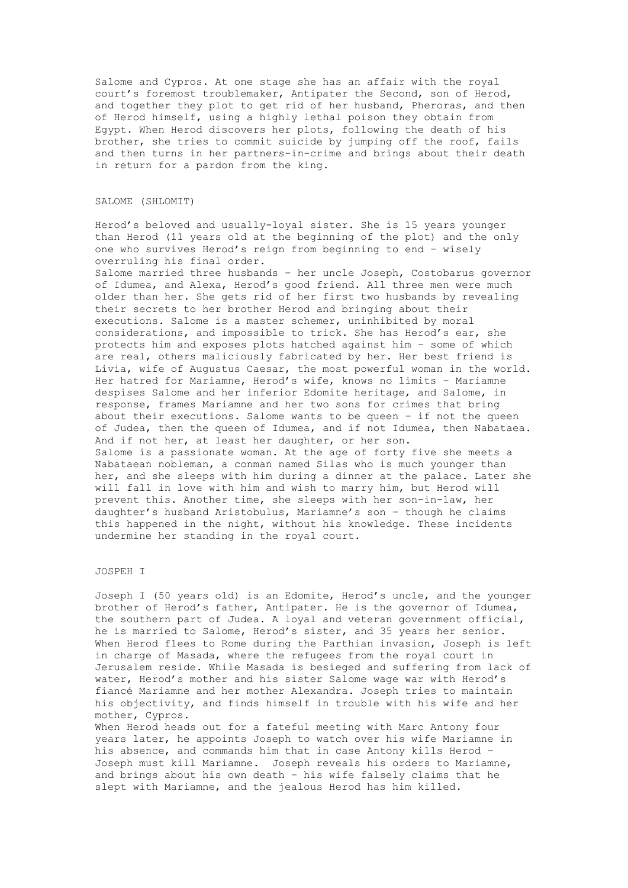Salome and Cypros. At one stage she has an affair with the royal court's foremost troublemaker, Antipater the Second, son of Herod, and together they plot to get rid of her husband, Pheroras, and then of Herod himself, using a highly lethal poison they obtain from Egypt. When Herod discovers her plots, following the death of his brother, she tries to commit suicide by jumping off the roof, fails and then turns in her partners-in-crime and brings about their death in return for a pardon from the king.

## SALOME (SHLOMIT)

Herod's beloved and usually-loyal sister. She is 15 years younger than Herod (11 years old at the beginning of the plot) and the only one who survives Herod's reign from beginning to end – wisely overruling his final order.

Salome married three husbands – her uncle Joseph, Costobarus governor of Idumea, and Alexa, Herod's good friend. All three men were much older than her. She gets rid of her first two husbands by revealing their secrets to her brother Herod and bringing about their executions. Salome is a master schemer, uninhibited by moral considerations, and impossible to trick. She has Herod's ear, she protects him and exposes plots hatched against him – some of which are real, others maliciously fabricated by her. Her best friend is Livia, wife of Augustus Caesar, the most powerful woman in the world. Her hatred for Mariamne, Herod's wife, knows no limits – Mariamne despises Salome and her inferior Edomite heritage, and Salome, in response, frames Mariamne and her two sons for crimes that bring about their executions. Salome wants to be queen – if not the queen of Judea, then the queen of Idumea, and if not Idumea, then Nabataea. And if not her, at least her daughter, or her son.

Salome is a passionate woman. At the age of forty five she meets a Nabataean nobleman, a conman named Silas who is much younger than her, and she sleeps with him during a dinner at the palace. Later she will fall in love with him and wish to marry him, but Herod will prevent this. Another time, she sleeps with her son-in-law, her daughter's husband Aristobulus, Mariamne's son – though he claims this happened in the night, without his knowledge. These incidents undermine her standing in the royal court.

## JOSPEH I

Joseph I (50 years old) is an Edomite, Herod's uncle, and the younger brother of Herod's father, Antipater. He is the governor of Idumea, the southern part of Judea. A loyal and veteran government official, he is married to Salome, Herod's sister, and 35 years her senior. When Herod flees to Rome during the Parthian invasion, Joseph is left in charge of Masada, where the refugees from the royal court in Jerusalem reside. While Masada is besieged and suffering from lack of water, Herod's mother and his sister Salome wage war with Herod's fiancé Mariamne and her mother Alexandra. Joseph tries to maintain his objectivity, and finds himself in trouble with his wife and her mother, Cypros.

When Herod heads out for a fateful meeting with Marc Antony four years later, he appoints Joseph to watch over his wife Mariamne in his absence, and commands him that in case Antony kills Herod – Joseph must kill Mariamne. Joseph reveals his orders to Mariamne, and brings about his own death – his wife falsely claims that he slept with Mariamne, and the jealous Herod has him killed.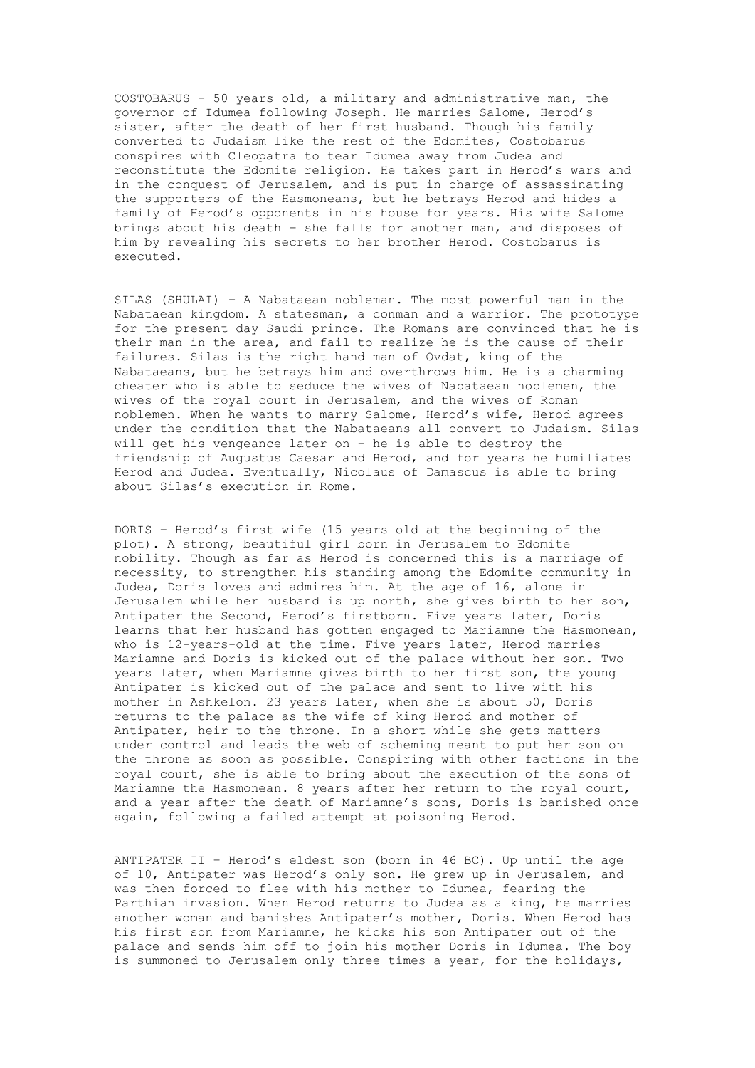COSTOBARUS – 50 years old, a military and administrative man, the governor of Idumea following Joseph. He marries Salome, Herod's sister, after the death of her first husband. Though his family converted to Judaism like the rest of the Edomites, Costobarus conspires with Cleopatra to tear Idumea away from Judea and reconstitute the Edomite religion. He takes part in Herod's wars and in the conquest of Jerusalem, and is put in charge of assassinating the supporters of the Hasmoneans, but he betrays Herod and hides a family of Herod's opponents in his house for years. His wife Salome brings about his death – she falls for another man, and disposes of him by revealing his secrets to her brother Herod. Costobarus is executed.

SILAS (SHULAI) – A Nabataean nobleman. The most powerful man in the Nabataean kingdom. A statesman, a conman and a warrior. The prototype for the present day Saudi prince. The Romans are convinced that he is their man in the area, and fail to realize he is the cause of their failures. Silas is the right hand man of Ovdat, king of the Nabataeans, but he betrays him and overthrows him. He is a charming cheater who is able to seduce the wives of Nabataean noblemen, the wives of the royal court in Jerusalem, and the wives of Roman noblemen. When he wants to marry Salome, Herod's wife, Herod agrees under the condition that the Nabataeans all convert to Judaism. Silas will get his vengeance later on – he is able to destroy the friendship of Augustus Caesar and Herod, and for years he humiliates Herod and Judea. Eventually, Nicolaus of Damascus is able to bring about Silas's execution in Rome.

DORIS – Herod's first wife (15 years old at the beginning of the plot). A strong, beautiful girl born in Jerusalem to Edomite nobility. Though as far as Herod is concerned this is a marriage of necessity, to strengthen his standing among the Edomite community in Judea, Doris loves and admires him. At the age of 16, alone in Jerusalem while her husband is up north, she gives birth to her son, Antipater the Second, Herod's firstborn. Five years later, Doris learns that her husband has gotten engaged to Mariamne the Hasmonean, who is 12-years-old at the time. Five years later, Herod marries Mariamne and Doris is kicked out of the palace without her son. Two years later, when Mariamne gives birth to her first son, the young Antipater is kicked out of the palace and sent to live with his mother in Ashkelon. 23 years later, when she is about 50, Doris returns to the palace as the wife of king Herod and mother of Antipater, heir to the throne. In a short while she gets matters under control and leads the web of scheming meant to put her son on the throne as soon as possible. Conspiring with other factions in the royal court, she is able to bring about the execution of the sons of Mariamne the Hasmonean. 8 years after her return to the royal court, and a year after the death of Mariamne's sons, Doris is banished once again, following a failed attempt at poisoning Herod.

ANTIPATER II – Herod's eldest son (born in 46 BC). Up until the age of 10, Antipater was Herod's only son. He grew up in Jerusalem, and was then forced to flee with his mother to Idumea, fearing the Parthian invasion. When Herod returns to Judea as a king, he marries another woman and banishes Antipater's mother, Doris. When Herod has his first son from Mariamne, he kicks his son Antipater out of the palace and sends him off to join his mother Doris in Idumea. The boy is summoned to Jerusalem only three times a year, for the holidays,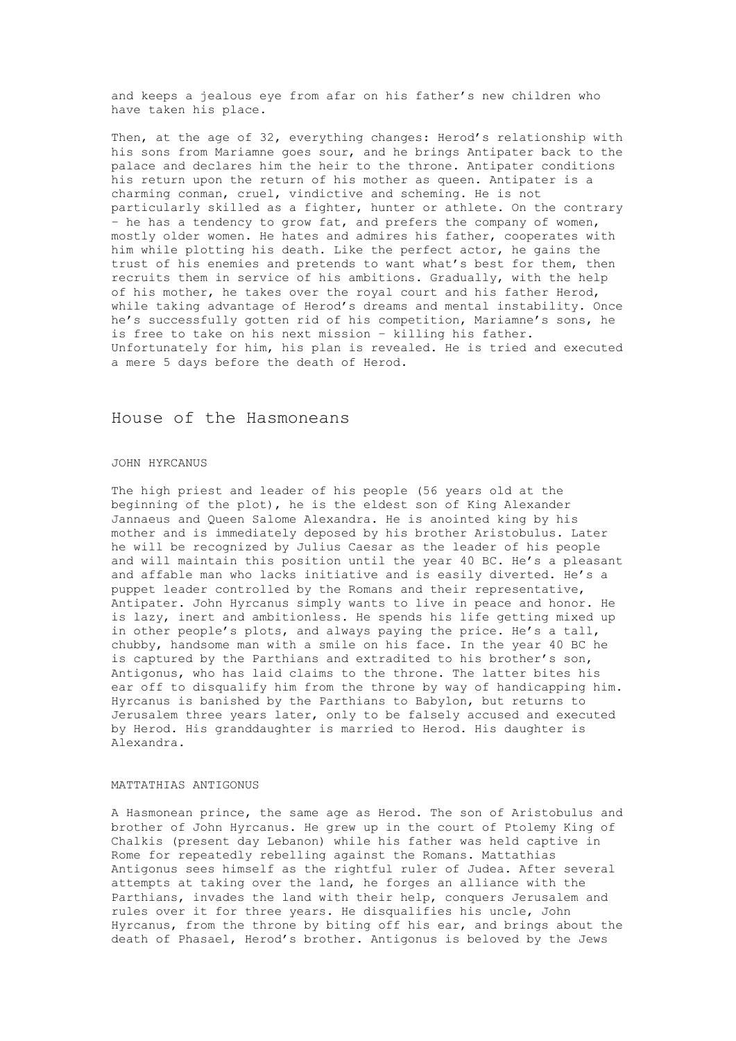and keeps a jealous eye from afar on his father's new children who have taken his place.

Then, at the age of 32, everything changes: Herod's relationship with his sons from Mariamne goes sour, and he brings Antipater back to the palace and declares him the heir to the throne. Antipater conditions his return upon the return of his mother as queen. Antipater is a charming conman, cruel, vindictive and scheming. He is not particularly skilled as a fighter, hunter or athlete. On the contrary – he has a tendency to grow fat, and prefers the company of women, mostly older women. He hates and admires his father, cooperates with him while plotting his death. Like the perfect actor, he gains the trust of his enemies and pretends to want what's best for them, then recruits them in service of his ambitions. Gradually, with the help of his mother, he takes over the royal court and his father Herod, while taking advantage of Herod's dreams and mental instability. Once he's successfully gotten rid of his competition, Mariamne's sons, he is free to take on his next mission – killing his father. Unfortunately for him, his plan is revealed. He is tried and executed a mere 5 days before the death of Herod.

## House of the Hasmoneans

### JOHN HYRCANUS

The high priest and leader of his people (56 years old at the beginning of the plot), he is the eldest son of King Alexander Jannaeus and Queen Salome Alexandra. He is anointed king by his mother and is immediately deposed by his brother Aristobulus. Later he will be recognized by Julius Caesar as the leader of his people and will maintain this position until the year 40 BC. He's a pleasant and affable man who lacks initiative and is easily diverted. He's a puppet leader controlled by the Romans and their representative, Antipater. John Hyrcanus simply wants to live in peace and honor. He is lazy, inert and ambitionless. He spends his life getting mixed up in other people's plots, and always paying the price. He's a tall, chubby, handsome man with a smile on his face. In the year 40 BC he is captured by the Parthians and extradited to his brother's son, Antigonus, who has laid claims to the throne. The latter bites his ear off to disqualify him from the throne by way of handicapping him. Hyrcanus is banished by the Parthians to Babylon, but returns to Jerusalem three years later, only to be falsely accused and executed by Herod. His granddaughter is married to Herod. His daughter is Alexandra.

### MATTATHIAS ANTIGONUS

A Hasmonean prince, the same age as Herod. The son of Aristobulus and brother of John Hyrcanus. He grew up in the court of Ptolemy King of Chalkis (present day Lebanon) while his father was held captive in Rome for repeatedly rebelling against the Romans. Mattathias Antigonus sees himself as the rightful ruler of Judea. After several attempts at taking over the land, he forges an alliance with the Parthians, invades the land with their help, conquers Jerusalem and rules over it for three years. He disqualifies his uncle, John Hyrcanus, from the throne by biting off his ear, and brings about the death of Phasael, Herod's brother. Antigonus is beloved by the Jews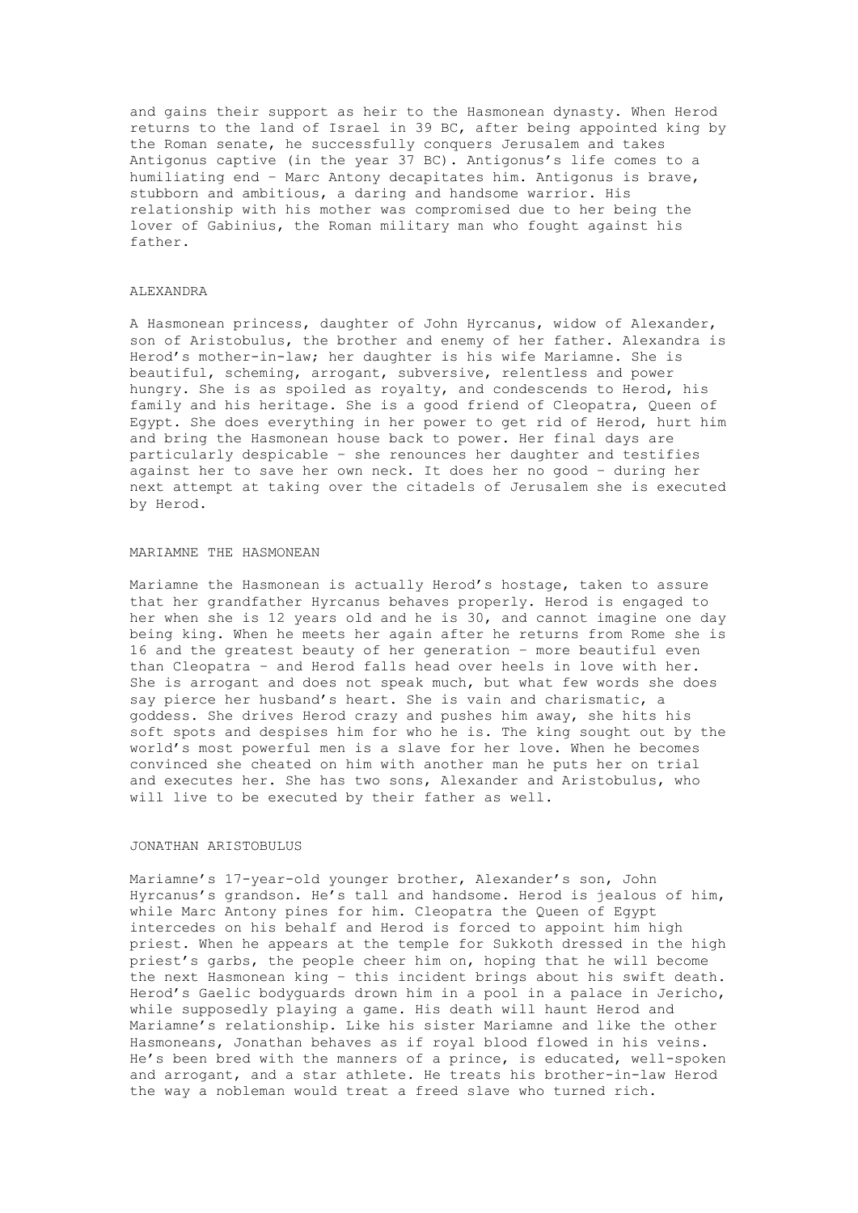and gains their support as heir to the Hasmonean dynasty. When Herod returns to the land of Israel in 39 BC, after being appointed king by the Roman senate, he successfully conquers Jerusalem and takes Antigonus captive (in the year 37 BC). Antigonus's life comes to a humiliating end – Marc Antony decapitates him. Antigonus is brave, stubborn and ambitious, a daring and handsome warrior. His relationship with his mother was compromised due to her being the lover of Gabinius, the Roman military man who fought against his father.

## ALEXANDRA

A Hasmonean princess, daughter of John Hyrcanus, widow of Alexander, son of Aristobulus, the brother and enemy of her father. Alexandra is Herod's mother-in-law; her daughter is his wife Mariamne. She is beautiful, scheming, arrogant, subversive, relentless and power hungry. She is as spoiled as royalty, and condescends to Herod, his family and his heritage. She is a good friend of Cleopatra, Queen of Egypt. She does everything in her power to get rid of Herod, hurt him and bring the Hasmonean house back to power. Her final days are particularly despicable – she renounces her daughter and testifies against her to save her own neck. It does her no good – during her next attempt at taking over the citadels of Jerusalem she is executed by Herod.

## MARIAMNE THE HASMONEAN

Mariamne the Hasmonean is actually Herod's hostage, taken to assure that her grandfather Hyrcanus behaves properly. Herod is engaged to her when she is 12 years old and he is 30, and cannot imagine one day being king. When he meets her again after he returns from Rome she is 16 and the greatest beauty of her generation – more beautiful even than Cleopatra – and Herod falls head over heels in love with her. She is arrogant and does not speak much, but what few words she does say pierce her husband's heart. She is vain and charismatic, a goddess. She drives Herod crazy and pushes him away, she hits his soft spots and despises him for who he is. The king sought out by the world's most powerful men is a slave for her love. When he becomes convinced she cheated on him with another man he puts her on trial and executes her. She has two sons, Alexander and Aristobulus, who will live to be executed by their father as well.

## JONATHAN ARISTOBULUS

Mariamne's 17-year-old younger brother, Alexander's son, John Hyrcanus's grandson. He's tall and handsome. Herod is jealous of him, while Marc Antony pines for him. Cleopatra the Queen of Egypt intercedes on his behalf and Herod is forced to appoint him high priest. When he appears at the temple for Sukkoth dressed in the high priest's garbs, the people cheer him on, hoping that he will become the next Hasmonean king – this incident brings about his swift death. Herod's Gaelic bodyguards drown him in a pool in a palace in Jericho, while supposedly playing a game. His death will haunt Herod and Mariamne's relationship. Like his sister Mariamne and like the other Hasmoneans, Jonathan behaves as if royal blood flowed in his veins. He's been bred with the manners of a prince, is educated, well-spoken and arrogant, and a star athlete. He treats his brother-in-law Herod the way a nobleman would treat a freed slave who turned rich.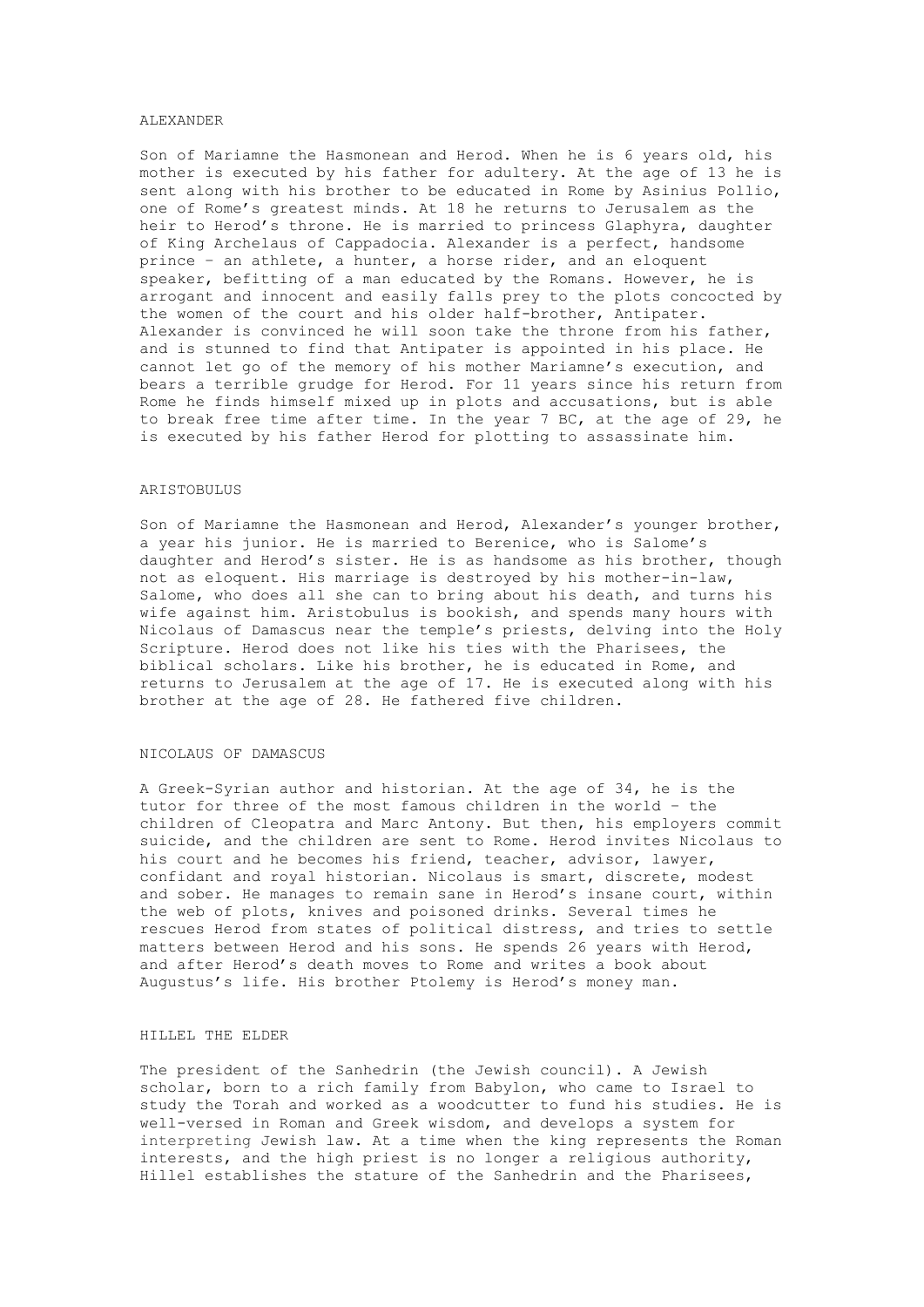## ALEXANDER

Son of Mariamne the Hasmonean and Herod. When he is 6 years old, his mother is executed by his father for adultery. At the age of 13 he is sent along with his brother to be educated in Rome by Asinius Pollio, one of Rome's greatest minds. At 18 he returns to Jerusalem as the heir to Herod's throne. He is married to princess Glaphyra, daughter of King Archelaus of Cappadocia. Alexander is a perfect, handsome prince – an athlete, a hunter, a horse rider, and an eloquent speaker, befitting of a man educated by the Romans. However, he is arrogant and innocent and easily falls prey to the plots concocted by the women of the court and his older half-brother, Antipater. Alexander is convinced he will soon take the throne from his father, and is stunned to find that Antipater is appointed in his place. He cannot let go of the memory of his mother Mariamne's execution, and bears a terrible grudge for Herod. For 11 years since his return from Rome he finds himself mixed up in plots and accusations, but is able to break free time after time. In the year 7 BC, at the age of 29, he is executed by his father Herod for plotting to assassinate him.

## ARISTOBULUS

Son of Mariamne the Hasmonean and Herod, Alexander's younger brother, a year his junior. He is married to Berenice, who is Salome's daughter and Herod's sister. He is as handsome as his brother, though not as eloquent. His marriage is destroyed by his mother-in-law, Salome, who does all she can to bring about his death, and turns his wife against him. Aristobulus is bookish, and spends many hours with Nicolaus of Damascus near the temple's priests, delving into the Holy Scripture. Herod does not like his ties with the Pharisees, the biblical scholars. Like his brother, he is educated in Rome, and returns to Jerusalem at the age of 17. He is executed along with his brother at the age of 28. He fathered five children.

## NICOLAUS OF DAMASCUS

A Greek-Syrian author and historian. At the age of 34, he is the tutor for three of the most famous children in the world – the children of Cleopatra and Marc Antony. But then, his employers commit suicide, and the children are sent to Rome. Herod invites Nicolaus to his court and he becomes his friend, teacher, advisor, lawyer, confidant and royal historian. Nicolaus is smart, discrete, modest and sober. He manages to remain sane in Herod's insane court, within the web of plots, knives and poisoned drinks. Several times he rescues Herod from states of political distress, and tries to settle matters between Herod and his sons. He spends 26 years with Herod, and after Herod's death moves to Rome and writes a book about Augustus's life. His brother Ptolemy is Herod's money man.

## HILLEL THE ELDER

The president of the Sanhedrin (the Jewish council). A Jewish scholar, born to a rich family from Babylon, who came to Israel to study the Torah and worked as a woodcutter to fund his studies. He is well-versed in Roman and Greek wisdom, and develops a system for interpreting Jewish law. At a time when the king represents the Roman interests, and the high priest is no longer a religious authority, Hillel establishes the stature of the Sanhedrin and the Pharisees,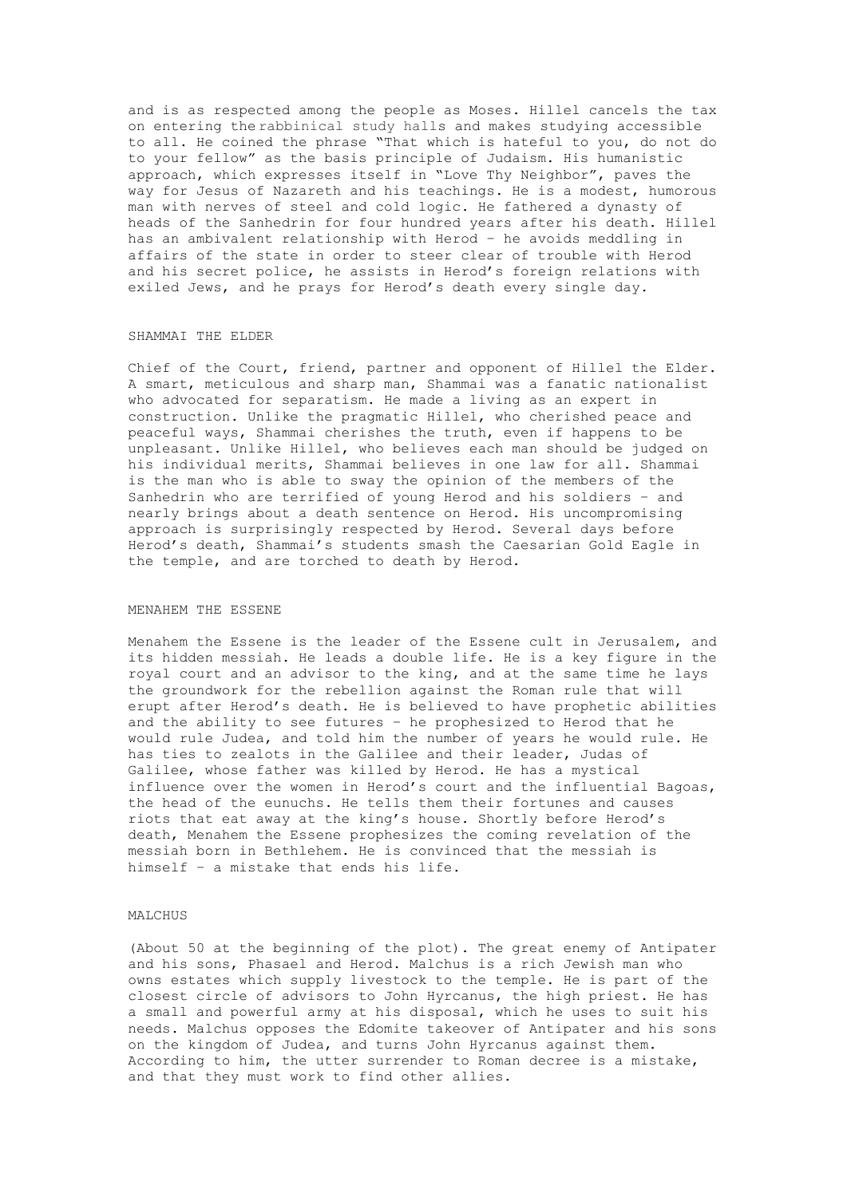and is as respected among the people as Moses. Hillel cancels the tax on entering the rabbinical study halls and makes studying accessible to all. He coined the phrase "That which is hateful to you, do not do to your fellow" as the basis principle of Judaism. His humanistic approach, which expresses itself in "Love Thy Neighbor", paves the way for Jesus of Nazareth and his teachings. He is a modest, humorous man with nerves of steel and cold logic. He fathered a dynasty of heads of the Sanhedrin for four hundred years after his death. Hillel has an ambivalent relationship with Herod – he avoids meddling in affairs of the state in order to steer clear of trouble with Herod and his secret police, he assists in Herod's foreign relations with exiled Jews, and he prays for Herod's death every single day.

## SHAMMAI THE ELDER

Chief of the Court, friend, partner and opponent of Hillel the Elder. A smart, meticulous and sharp man, Shammai was a fanatic nationalist who advocated for separatism. He made a living as an expert in construction. Unlike the pragmatic Hillel, who cherished peace and peaceful ways, Shammai cherishes the truth, even if happens to be unpleasant. Unlike Hillel, who believes each man should be judged on his individual merits, Shammai believes in one law for all. Shammai is the man who is able to sway the opinion of the members of the Sanhedrin who are terrified of young Herod and his soldiers – and nearly brings about a death sentence on Herod. His uncompromising approach is surprisingly respected by Herod. Several days before Herod's death, Shammai's students smash the Caesarian Gold Eagle in the temple, and are torched to death by Herod.

## MENAHEM THE ESSENE

Menahem the Essene is the leader of the Essene cult in Jerusalem, and its hidden messiah. He leads a double life. He is a key figure in the royal court and an advisor to the king, and at the same time he lays the groundwork for the rebellion against the Roman rule that will erupt after Herod's death. He is believed to have prophetic abilities and the ability to see futures – he prophesized to Herod that he would rule Judea, and told him the number of years he would rule. He has ties to zealots in the Galilee and their leader, Judas of Galilee, whose father was killed by Herod. He has a mystical influence over the women in Herod's court and the influential Bagoas, the head of the eunuchs. He tells them their fortunes and causes riots that eat away at the king's house. Shortly before Herod's death, Menahem the Essene prophesizes the coming revelation of the messiah born in Bethlehem. He is convinced that the messiah is himself – a mistake that ends his life.

## MALCHUS

(About 50 at the beginning of the plot). The great enemy of Antipater and his sons, Phasael and Herod. Malchus is a rich Jewish man who owns estates which supply livestock to the temple. He is part of the closest circle of advisors to John Hyrcanus, the high priest. He has a small and powerful army at his disposal, which he uses to suit his needs. Malchus opposes the Edomite takeover of Antipater and his sons on the kingdom of Judea, and turns John Hyrcanus against them. According to him, the utter surrender to Roman decree is a mistake, and that they must work to find other allies.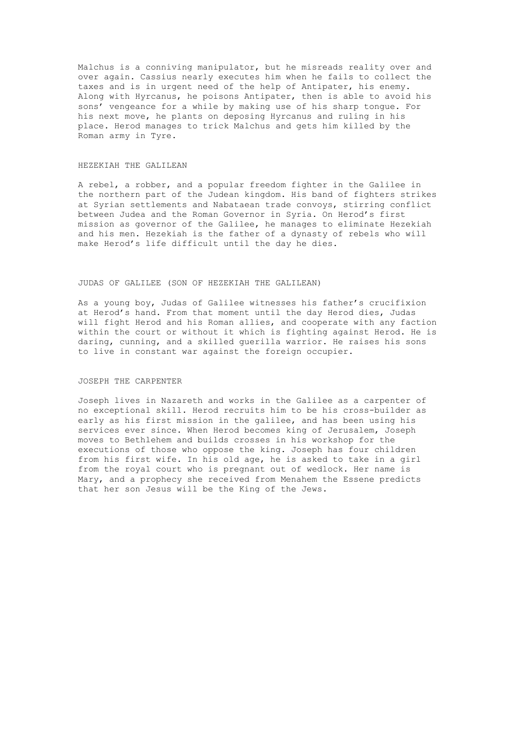Malchus is a conniving manipulator, but he misreads reality over and over again. Cassius nearly executes him when he fails to collect the taxes and is in urgent need of the help of Antipater, his enemy. Along with Hyrcanus, he poisons Antipater, then is able to avoid his sons' vengeance for a while by making use of his sharp tongue. For his next move, he plants on deposing Hyrcanus and ruling in his place. Herod manages to trick Malchus and gets him killed by the Roman army in Tyre.

## HEZEKIAH THE GALILEAN

A rebel, a robber, and a popular freedom fighter in the Galilee in the northern part of the Judean kingdom. His band of fighters strikes at Syrian settlements and Nabataean trade convoys, stirring conflict between Judea and the Roman Governor in Syria. On Herod's first mission as governor of the Galilee, he manages to eliminate Hezekiah and his men. Hezekiah is the father of a dynasty of rebels who will make Herod's life difficult until the day he dies.

## JUDAS OF GALILEE (SON OF HEZEKIAH THE GALILEAN)

As a young boy, Judas of Galilee witnesses his father's crucifixion at Herod's hand. From that moment until the day Herod dies, Judas will fight Herod and his Roman allies, and cooperate with any faction within the court or without it which is fighting against Herod. He is daring, cunning, and a skilled guerilla warrior. He raises his sons to live in constant war against the foreign occupier.

## JOSEPH THE CARPENTER

Joseph lives in Nazareth and works in the Galilee as a carpenter of no exceptional skill. Herod recruits him to be his cross-builder as early as his first mission in the galilee, and has been using his services ever since. When Herod becomes king of Jerusalem, Joseph moves to Bethlehem and builds crosses in his workshop for the executions of those who oppose the king. Joseph has four children from his first wife. In his old age, he is asked to take in a girl from the royal court who is pregnant out of wedlock. Her name is Mary, and a prophecy she received from Menahem the Essene predicts that her son Jesus will be the King of the Jews.